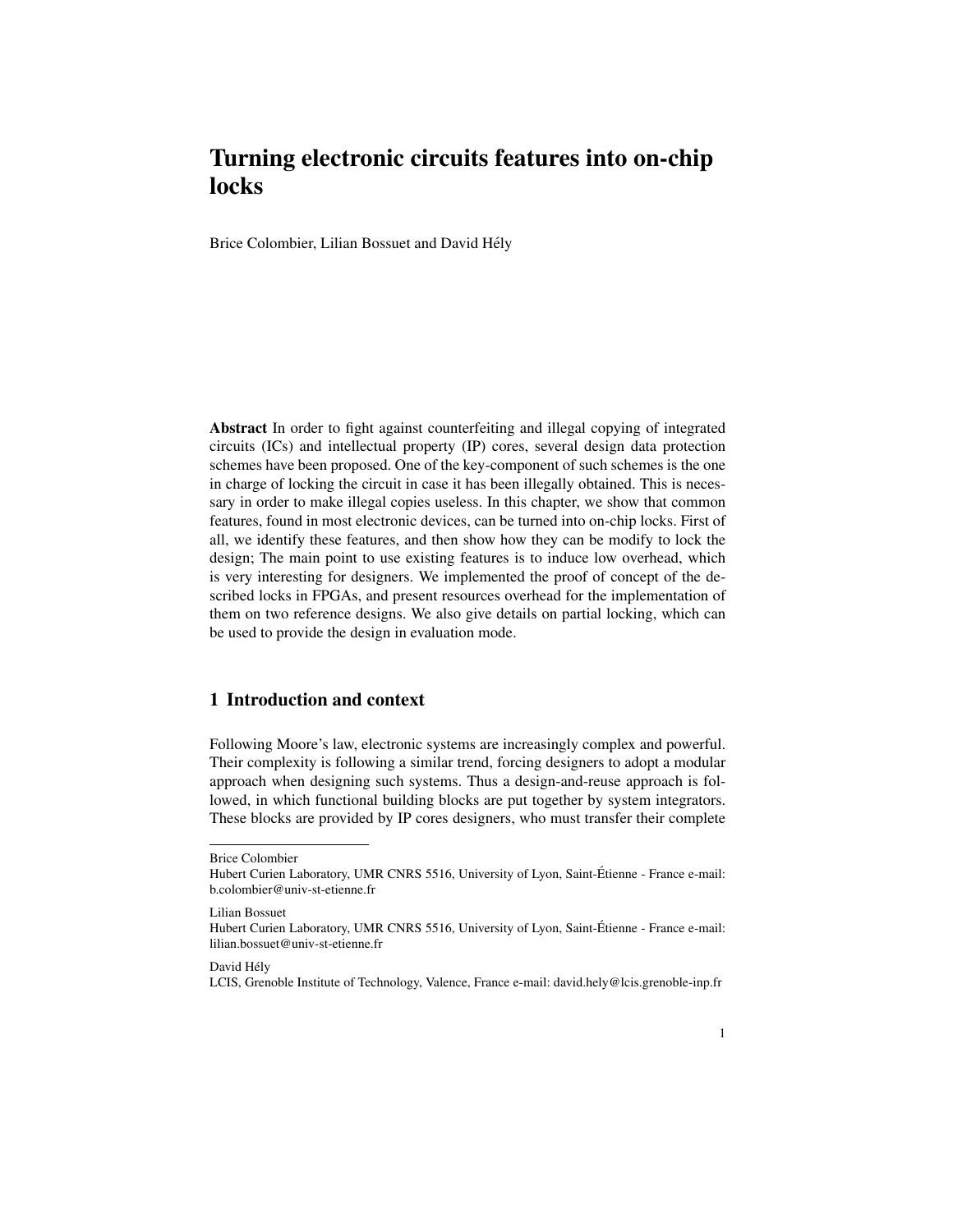# Turning electronic circuits features into on-chip locks

Brice Colombier, Lilian Bossuet and David Hély

**Abstract** In order to fight against counterfeiting and illegal copying of integrated circuits (ICs) and intellectual property (IP) cores, several design data protection schemes have been proposed. One of the key-component of such schemes is the one in charge of locking the circuit in case it has been illegally obtained. This is necessary in order to make illegal copies useless. In this chapter, we show that common features, found in most electronic devices, can be turned into on-chip locks. First of all, we identify these features, and then show how they can be modify to lock the design; The main point to use existing features is to induce low overhead, which is very interesting for designers. We implemented the proof of concept of the described locks in FPGAs, and present resources overhead for the implementation of them on two reference designs. We also give details on partial locking, which can be used to provide the design in evaluation mode.

## 1 Introduction and context

Following Moore's law, electronic systems are increasingly complex and powerful. Their complexity is following a similar trend, forcing designers to adopt a modular approach when designing such systems. Thus a design-and-reuse approach is followed, in which functional building blocks are put together by system integrators. These blocks are provided by IP cores designers, who must transfer their complete

---

Brice Colombier
Hubert Curien Laboratory, UMR CNRS 5516, University of Lyon, Saint-Étienne - France e-mail: b.colombier@univ-st-etienne.fr

Lilian Bossuet
Hubert Curien Laboratory, UMR CNRS 5516, University of Lyon, Saint-Étienne - France e-mail: lilian.bossuet@univ-st-etienne.fr

David Hély
LCIS, Grenoble Institute of Technology, Valence, France e-mail: david.hely@lcis.grenoble-inp.fr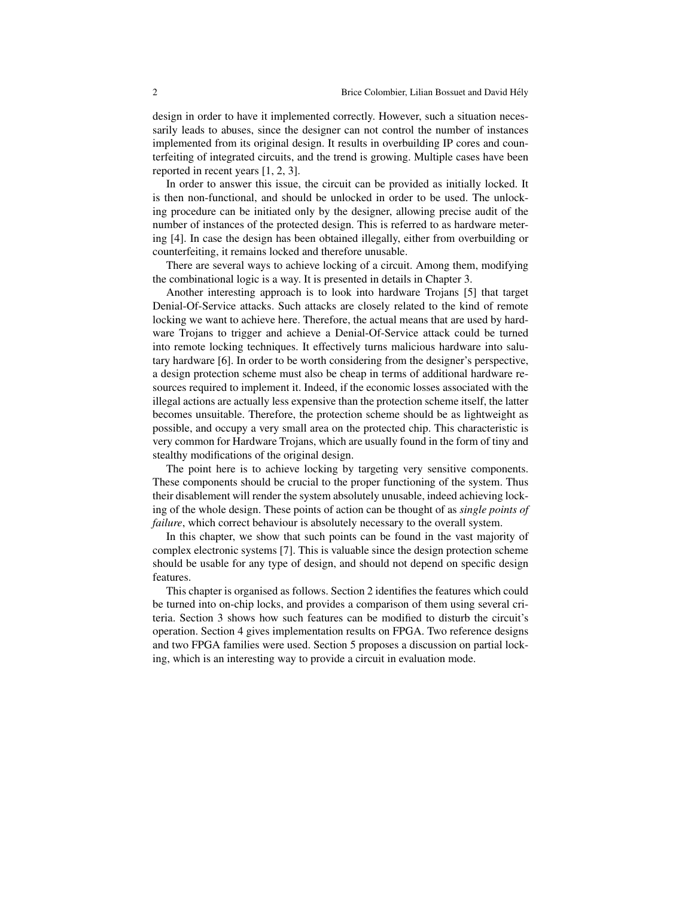design in order to have it implemented correctly. However, such a situation necessarily leads to abuses, since the designer can not control the number of instances implemented from its original design. It results in overbuilding IP cores and counterfeiting of integrated circuits, and the trend is growing. Multiple cases have been reported in recent years [1, 2, 3].

In order to answer this issue, the circuit can be provided as initially locked. It is then non-functional, and should be unlocked in order to be used. The unlocking procedure can be initiated only by the designer, allowing precise audit of the number of instances of the protected design. This is referred to as hardware metering [4]. In case the design has been obtained illegally, either from overbuilding or counterfeiting, it remains locked and therefore unusable.

There are several ways to achieve locking of a circuit. Among them, modifying the combinational logic is a way. It is presented in details in Chapter 3.

Another interesting approach is to look into hardware Trojans [5] that target Denial-Of-Service attacks. Such attacks are closely related to the kind of remote locking we want to achieve here. Therefore, the actual means that are used by hardware Trojans to trigger and achieve a Denial-Of-Service attack could be turned into remote locking techniques. It effectively turns malicious hardware into salutary hardware [6]. In order to be worth considering from the designer's perspective, a design protection scheme must also be cheap in terms of additional hardware resources required to implement it. Indeed, if the economic losses associated with the illegal actions are actually less expensive than the protection scheme itself, the latter becomes unsuitable. Therefore, the protection scheme should be as lightweight as possible, and occupy a very small area on the protected chip. This characteristic is very common for Hardware Trojans, which are usually found in the form of tiny and stealthy modifications of the original design.

The point here is to achieve locking by targeting very sensitive components. These components should be crucial to the proper functioning of the system. Thus their disablement will render the system absolutely unusable, indeed achieving locking of the whole design. These points of action can be thought of as *single points of failure*, which correct behaviour is absolutely necessary to the overall system.

In this chapter, we show that such points can be found in the vast majority of complex electronic systems [7]. This is valuable since the design protection scheme should be usable for any type of design, and should not depend on specific design features.

This chapter is organised as follows. Section 2 identifies the features which could be turned into on-chip locks, and provides a comparison of them using several criteria. Section 3 shows how such features can be modified to disturb the circuit's operation. Section 4 gives implementation results on FPGA. Two reference designs and two FPGA families were used. Section 5 proposes a discussion on partial locking, which is an interesting way to provide a circuit in evaluation mode.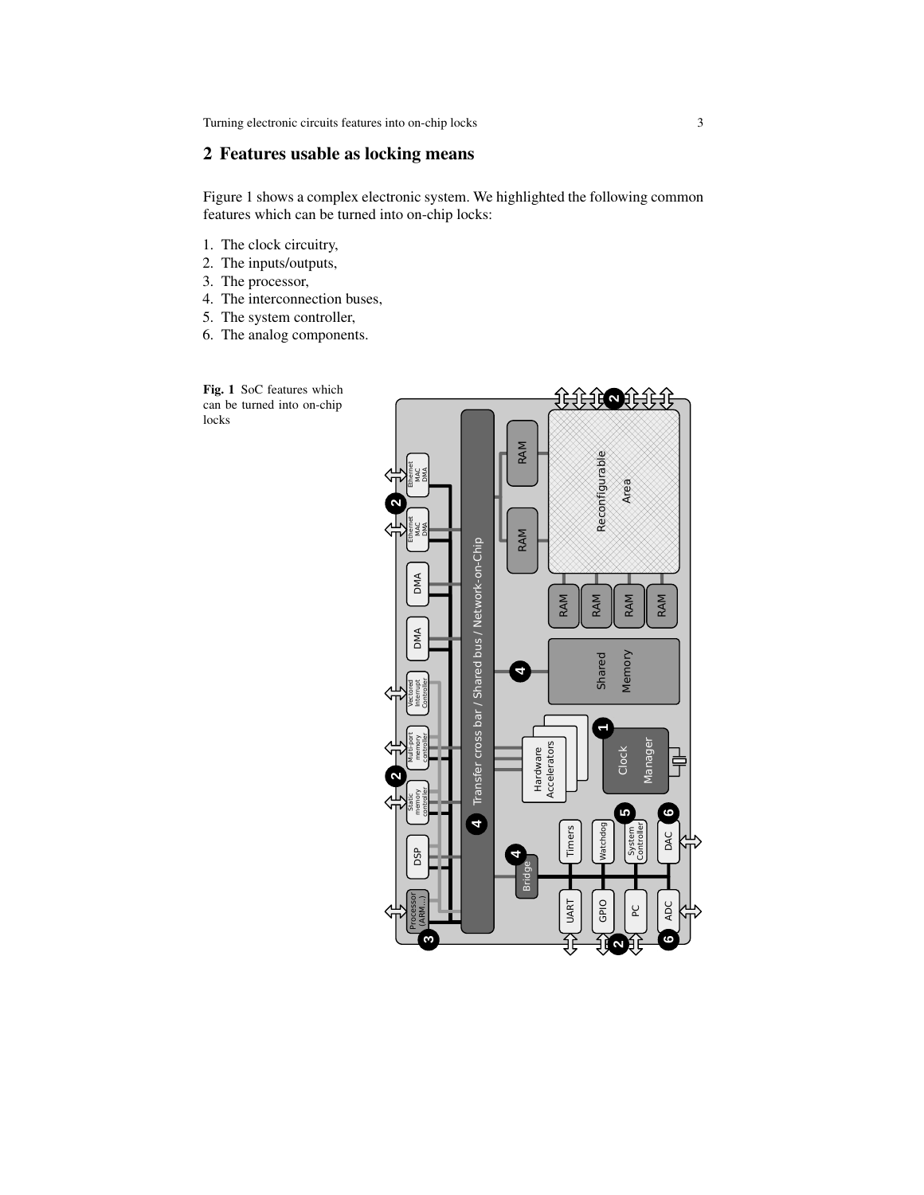## 2 Features usable as locking means

Figure 1 shows a complex electronic system. We highlighted the following common features which can be turned into on-chip locks:

1. The clock circuitry,
2. The inputs/outputs,
3. The processor,
4. The interconnection buses,
5. The system controller,
6. The analog components.

**Fig. 1** SoC features which can be turned into on-chip locks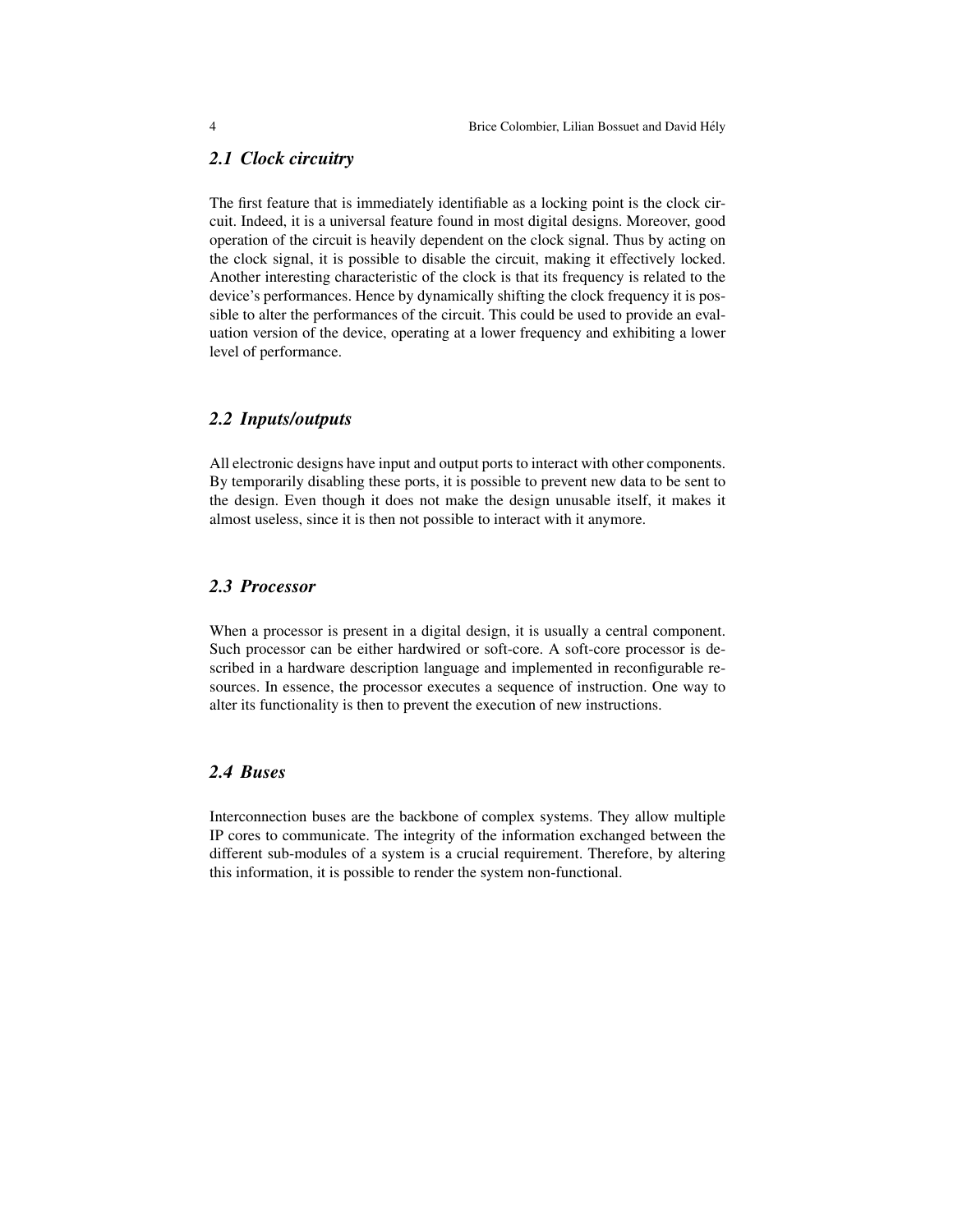### 2.1 Clock circuitry

The first feature that is immediately identifiable as a locking point is the clock circuit. Indeed, it is a universal feature found in most digital designs. Moreover, good operation of the circuit is heavily dependent on the clock signal. Thus by acting on the clock signal, it is possible to disable the circuit, making it effectively locked. Another interesting characteristic of the clock is that its frequency is related to the device's performances. Hence by dynamically shifting the clock frequency it is possible to alter the performances of the circuit. This could be used to provide an evaluation version of the device, operating at a lower frequency and exhibiting a lower level of performance.

### 2.2 Inputs/outputs

All electronic designs have input and output ports to interact with other components. By temporarily disabling these ports, it is possible to prevent new data to be sent to the design. Even though it does not make the design unusable itself, it makes it almost useless, since it is then not possible to interact with it anymore.

### 2.3 Processor

When a processor is present in a digital design, it is usually a central component. Such processor can be either hardwired or soft-core. A soft-core processor is described in a hardware description language and implemented in reconfigurable resources. In essence, the processor executes a sequence of instruction. One way to alter its functionality is then to prevent the execution of new instructions.

### 2.4 Buses

Interconnection buses are the backbone of complex systems. They allow multiple IP cores to communicate. The integrity of the information exchanged between the different sub-modules of a system is a crucial requirement. Therefore, by altering this information, it is possible to render the system non-functional.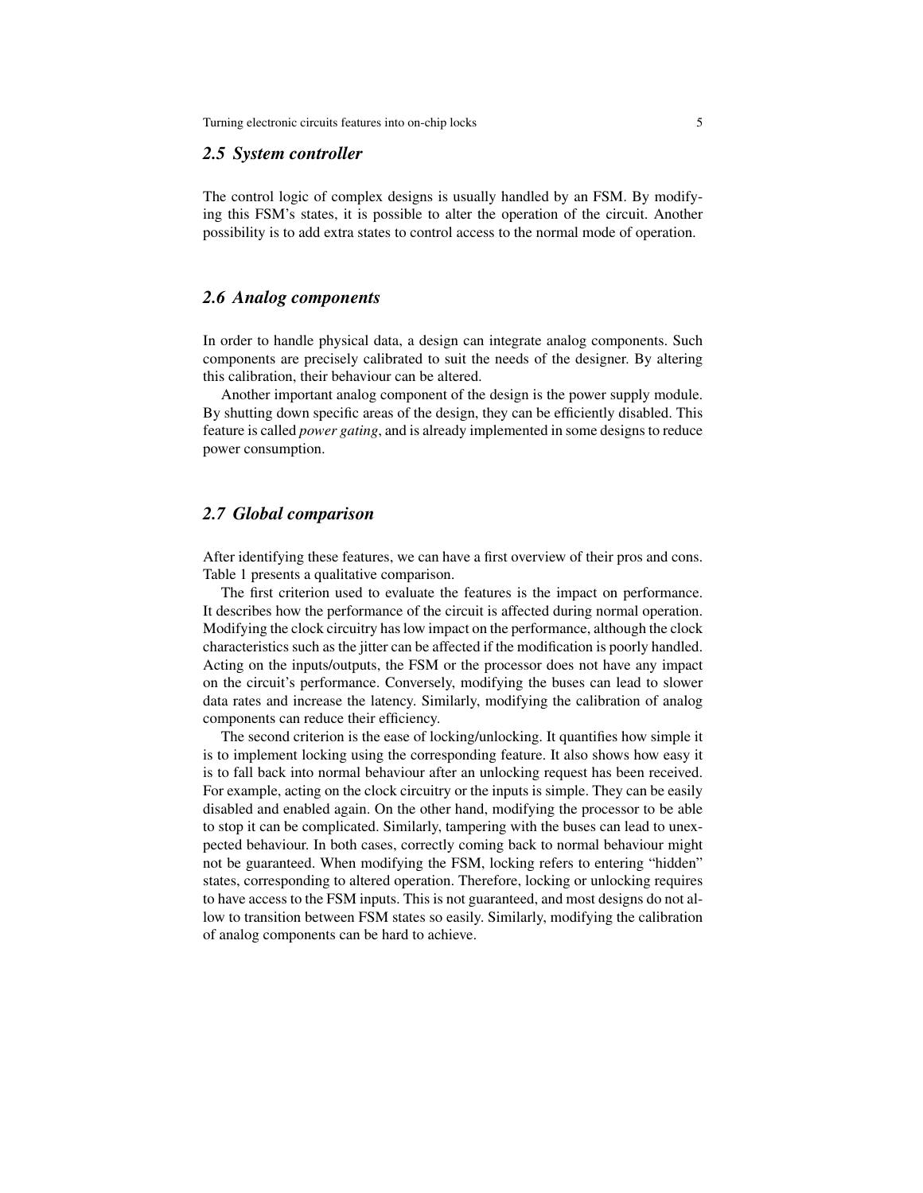## 2.5 System controller

The control logic of complex designs is usually handled by an FSM. By modifying this FSM's states, it is possible to alter the operation of the circuit. Another possibility is to add extra states to control access to the normal mode of operation.

## 2.6 Analog components

In order to handle physical data, a design can integrate analog components. Such components are precisely calibrated to suit the needs of the designer. By altering this calibration, their behaviour can be altered.

Another important analog component of the design is the power supply module. By shutting down specific areas of the design, they can be efficiently disabled. This feature is called *power gating*, and is already implemented in some designs to reduce power consumption.

## 2.7 Global comparison

After identifying these features, we can have a first overview of their pros and cons. Table 1 presents a qualitative comparison.

The first criterion used to evaluate the features is the impact on performance. It describes how the performance of the circuit is affected during normal operation. Modifying the clock circuitry has low impact on the performance, although the clock characteristics such as the jitter can be affected if the modification is poorly handled. Acting on the inputs/outputs, the FSM or the processor does not have any impact on the circuit's performance. Conversely, modifying the buses can lead to slower data rates and increase the latency. Similarly, modifying the calibration of analog components can reduce their efficiency.

The second criterion is the ease of locking/unlocking. It quantifies how simple it is to implement locking using the corresponding feature. It also shows how easy it is to fall back into normal behaviour after an unlocking request has been received. For example, acting on the clock circuitry or the inputs is simple. They can be easily disabled and enabled again. On the other hand, modifying the processor to be able to stop it can be complicated. Similarly, tampering with the buses can lead to unexpected behaviour. In both cases, correctly coming back to normal behaviour might not be guaranteed. When modifying the FSM, locking refers to entering "hidden" states, corresponding to altered operation. Therefore, locking or unlocking requires to have access to the FSM inputs. This is not guaranteed, and most designs do not allow to transition between FSM states so easily. Similarly, modifying the calibration of analog components can be hard to achieve.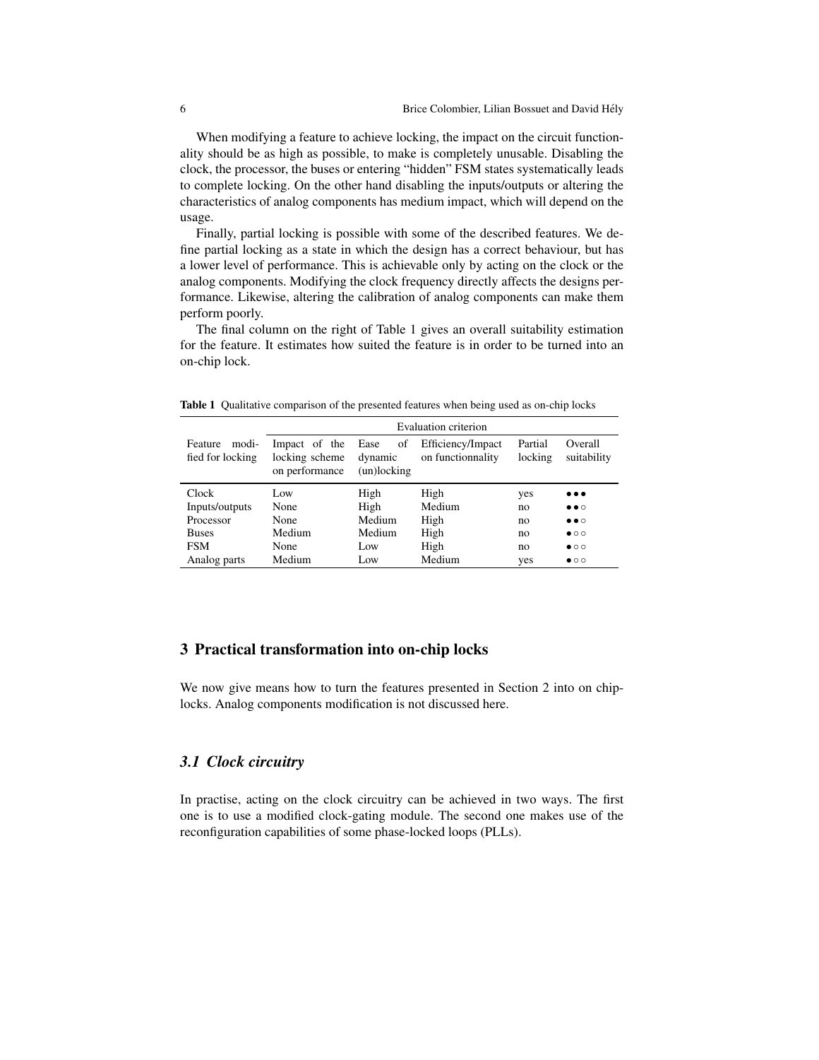When modifying a feature to achieve locking, the impact on the circuit functionality should be as high as possible, to make is completely unusable. Disabling the clock, the processor, the buses or entering "hidden" FSM states systematically leads to complete locking. On the other hand disabling the inputs/outputs or altering the characteristics of analog components has medium impact, which will depend on the usage.

Finally, partial locking is possible with some of the described features. We define partial locking as a state in which the design has a correct behaviour, but has a lower level of performance. This is achievable only by acting on the clock or the analog components. Modifying the clock frequency directly affects the designs performance. Likewise, altering the calibration of analog components can make them perform poorly.

The final column on the right of Table 1 gives an overall suitability estimation for the feature. It estimates how suited the feature is in order to be turned into an on-chip lock.

**Table 1** Qualitative comparison of the presented features when being used as on-chip locks

| Feature modified for locking | Evaluation criterion | | | | |
|---|---|---|---|---|---|
| | Impact of the locking scheme on performance | Ease of dynamic (un)locking | Efficiency/Impact on functionnality | Partial locking | Overall suitability |
| Clock | Low | High | High | yes | ●●● |
| Inputs/outputs | None | High | Medium | no | ●●○ |
| Processor | None | Medium | High | no | ●●○ |
| Buses | Medium | Medium | High | no | ●○○ |
| FSM | None | Low | High | no | ●○○ |
| Analog parts | Medium | Low | Medium | yes | ●○○ |

## 3 Practical transformation into on-chip locks

We now give means how to turn the features presented in Section 2 into on chip-locks. Analog components modification is not discussed here.

### *3.1 Clock circuitry*

In practise, acting on the clock circuitry can be achieved in two ways. The first one is to use a modified clock-gating module. The second one makes use of the reconfiguration capabilities of some phase-locked loops (PLLs).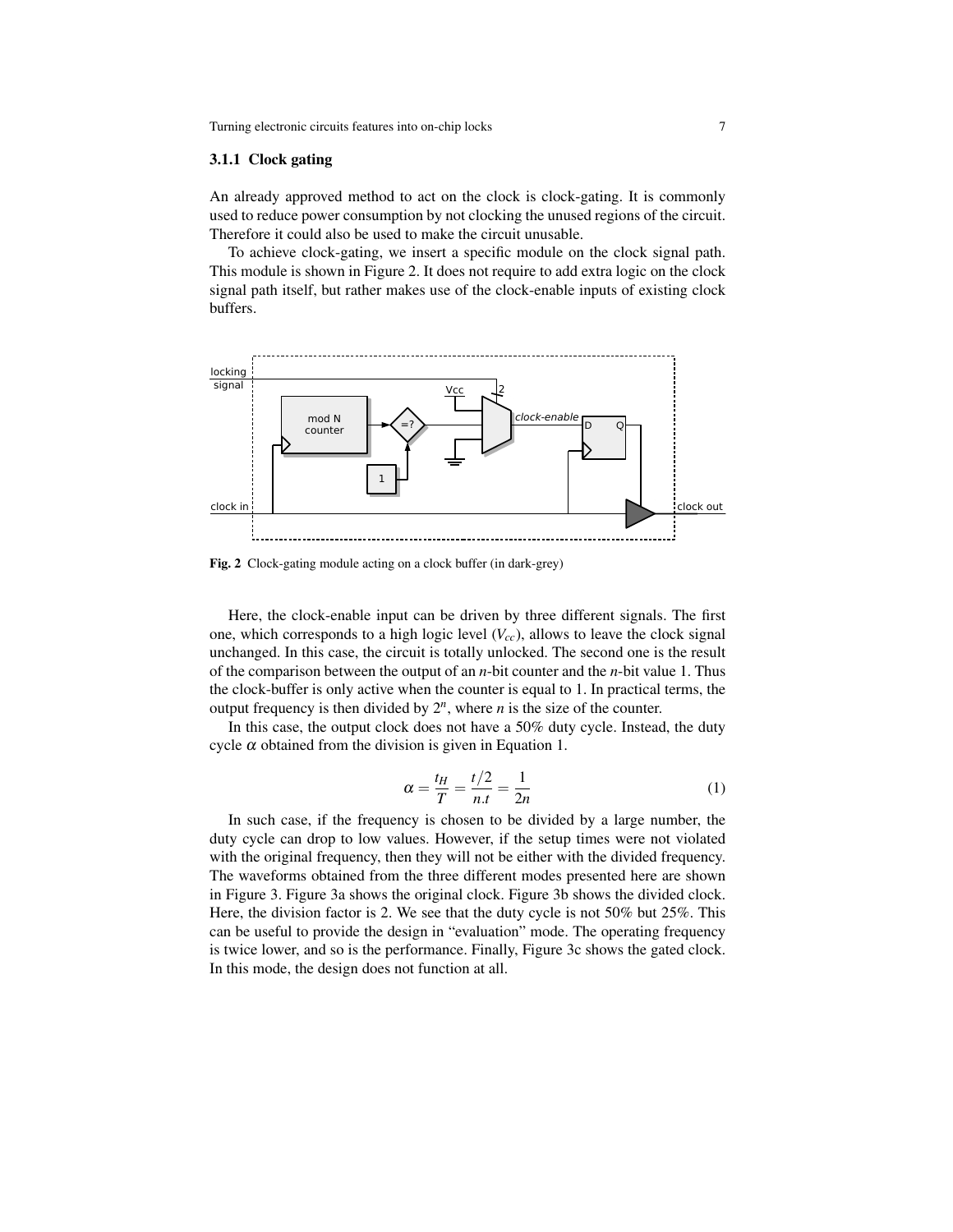### 3.1.1 Clock gating

An already approved method to act on the clock is clock-gating. It is commonly used to reduce power consumption by not clocking the unused regions of the circuit. Therefore it could also be used to make the circuit unusable.

To achieve clock-gating, we insert a specific module on the clock signal path. This module is shown in Figure 2. It does not require to add extra logic on the clock signal path itself, but rather makes use of the clock-enable inputs of existing clock buffers.

**Fig. 2** Clock-gating module acting on a clock buffer (in dark-grey)

Here, the clock-enable input can be driven by three different signals. The first one, which corresponds to a high logic level ($V_{cc}$), allows to leave the clock signal unchanged. In this case, the circuit is totally unlocked. The second one is the result of the comparison between the output of an $n$-bit counter and the $n$-bit value 1. Thus the clock-buffer is only active when the counter is equal to 1. In practical terms, the output frequency is then divided by $2^n$, where $n$ is the size of the counter.

In this case, the output clock does not have a 50% duty cycle. Instead, the duty cycle $\alpha$ obtained from the division is given in Equation 1.

$$\alpha = \frac{t_H}{T} = \frac{t/2}{n.t} = \frac{1}{2n} \tag{1}$$

In such case, if the frequency is chosen to be divided by a large number, the duty cycle can drop to low values. However, if the setup times were not violated with the original frequency, then they will not be either with the divided frequency. The waveforms obtained from the three different modes presented here are shown in Figure 3. Figure 3a shows the original clock. Figure 3b shows the divided clock. Here, the division factor is 2. We see that the duty cycle is not 50% but 25%. This can be useful to provide the design in "evaluation" mode. The operating frequency is twice lower, and so is the performance. Finally, Figure 3c shows the gated clock. In this mode, the design does not function at all.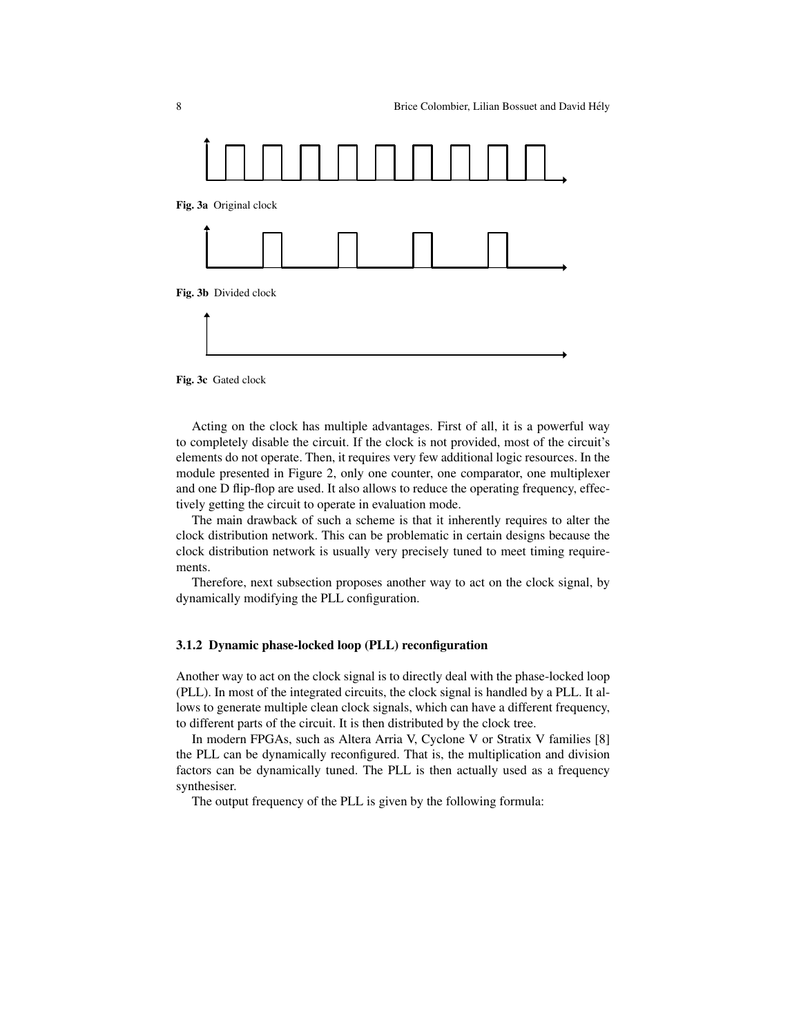**Fig. 3a** Original clock

**Fig. 3b** Divided clock

**Fig. 3c** Gated clock

Acting on the clock has multiple advantages. First of all, it is a powerful way to completely disable the circuit. If the clock is not provided, most of the circuit's elements do not operate. Then, it requires very few additional logic resources. In the module presented in Figure 2, only one counter, one comparator, one multiplexer and one D flip-flop are used. It also allows to reduce the operating frequency, effectively getting the circuit to operate in evaluation mode.

The main drawback of such a scheme is that it inherently requires to alter the clock distribution network. This can be problematic in certain designs because the clock distribution network is usually very precisely tuned to meet timing requirements.

Therefore, next subsection proposes another way to act on the clock signal, by dynamically modifying the PLL configuration.

### 3.1.2 Dynamic phase-locked loop (PLL) reconfiguration

Another way to act on the clock signal is to directly deal with the phase-locked loop (PLL). In most of the integrated circuits, the clock signal is handled by a PLL. It allows to generate multiple clean clock signals, which can have a different frequency, to different parts of the circuit. It is then distributed by the clock tree.

In modern FPGAs, such as Altera Arria V, Cyclone V or Stratix V families [8] the PLL can be dynamically reconfigured. That is, the multiplication and division factors can be dynamically tuned. The PLL is then actually used as a frequency synthesiser.

The output frequency of the PLL is given by the following formula: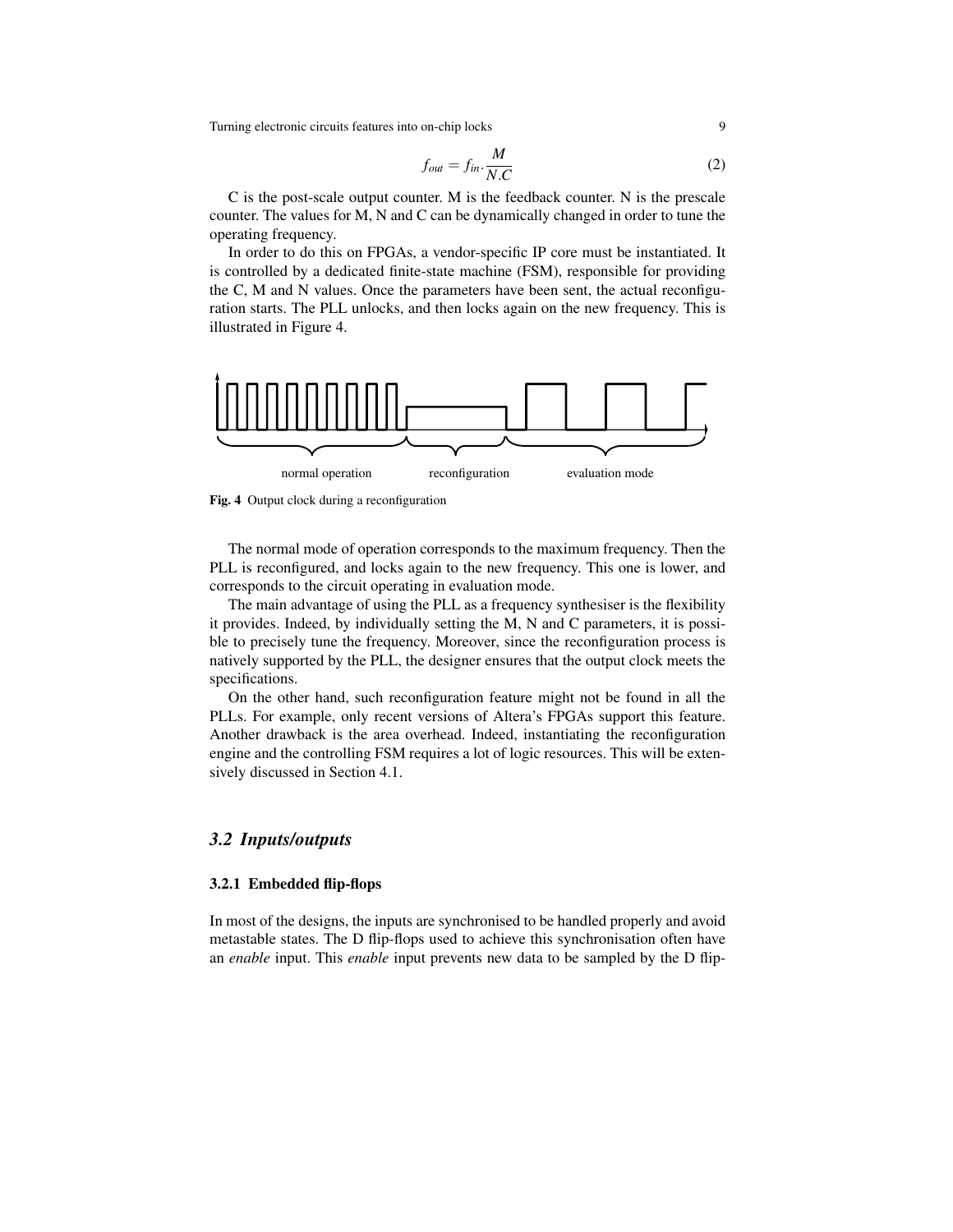$$f_{out} = f_{in} \cdot \frac{M}{N.C} \tag{2}$$

C is the post-scale output counter. M is the feedback counter. N is the prescale counter. The values for M, N and C can be dynamically changed in order to tune the operating frequency.

In order to do this on FPGAs, a vendor-specific IP core must be instantiated. It is controlled by a dedicated finite-state machine (FSM), responsible for providing the C, M and N values. Once the parameters have been sent, the actual reconfiguration starts. The PLL unlocks, and then locks again on the new frequency. This is illustrated in Figure 4.

normal operation

reconfiguration

evaluation mode

**Fig. 4** Output clock during a reconfiguration

The normal mode of operation corresponds to the maximum frequency. Then the PLL is reconfigured, and locks again to the new frequency. This one is lower, and corresponds to the circuit operating in evaluation mode.

The main advantage of using the PLL as a frequency synthesiser is the flexibility it provides. Indeed, by individually setting the M, N and C parameters, it is possible to precisely tune the frequency. Moreover, since the reconfiguration process is natively supported by the PLL, the designer ensures that the output clock meets the specifications.

On the other hand, such reconfiguration feature might not be found in all the PLLs. For example, only recent versions of Altera's FPGAs support this feature. Another drawback is the area overhead. Indeed, instantiating the reconfiguration engine and the controlling FSM requires a lot of logic resources. This will be extensively discussed in Section 4.1.

## *3.2 Inputs/outputs*

### 3.2.1 Embedded flip-flops

In most of the designs, the inputs are synchronised to be handled properly and avoid metastable states. The D flip-flops used to achieve this synchronisation often have an *enable* input. This *enable* input prevents new data to be sampled by the D flip-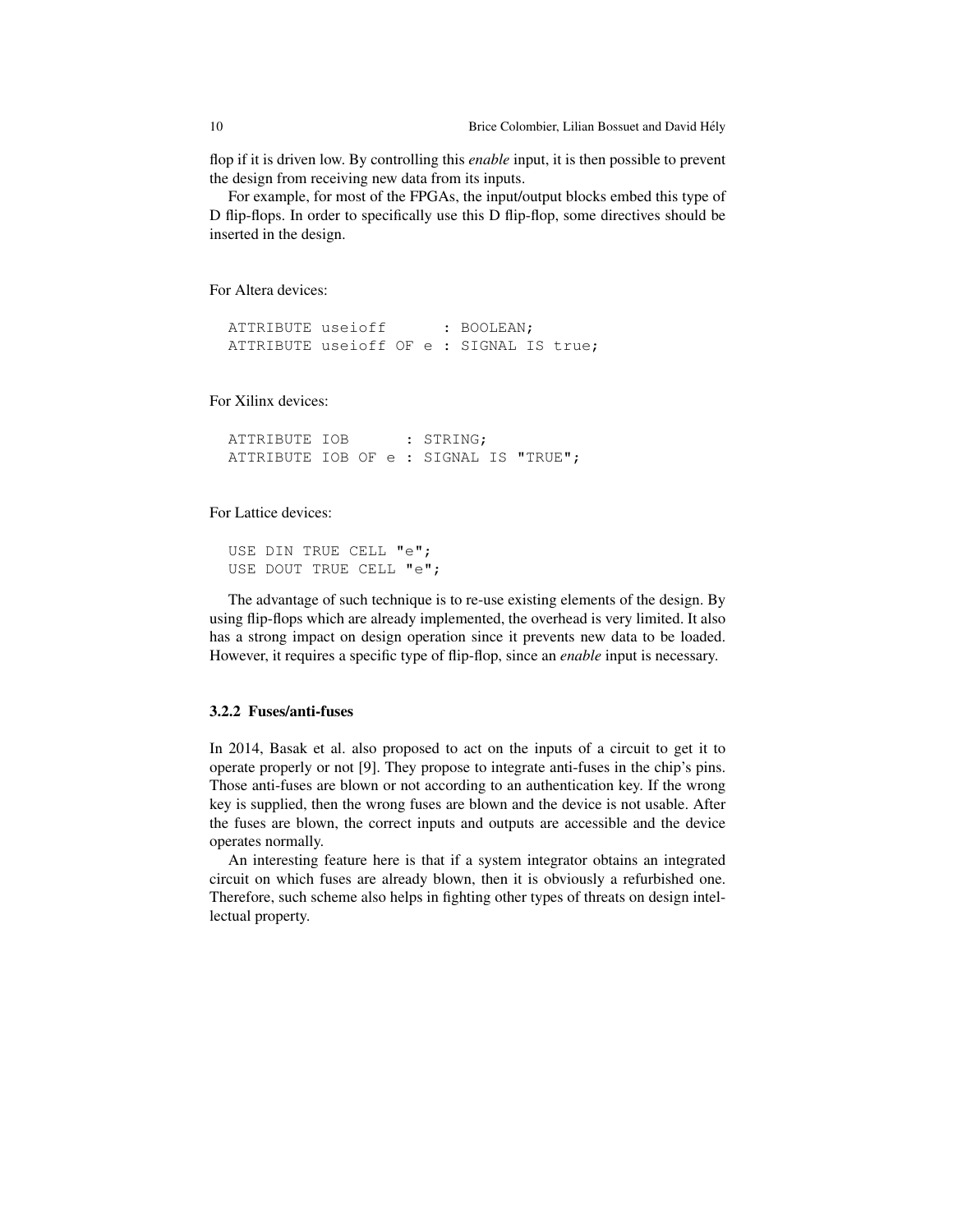flop if it is driven low. By controlling this *enable* input, it is then possible to prevent the design from receiving new data from its inputs.

For example, for most of the FPGAs, the input/output blocks embed this type of D flip-flops. In order to specifically use this D flip-flop, some directives should be inserted in the design.

For Altera devices:

```
ATTRIBUTE useioff      : BOOLEAN;
ATTRIBUTE useioff OF e : SIGNAL IS true;
```

For Xilinx devices:

```
ATTRIBUTE IOB      : STRING;
ATTRIBUTE IOB OF e : SIGNAL IS "TRUE";
```

For Lattice devices:

```
USE DIN TRUE CELL "e";
USE DOUT TRUE CELL "e";
```

The advantage of such technique is to re-use existing elements of the design. By using flip-flops which are already implemented, the overhead is very limited. It also has a strong impact on design operation since it prevents new data to be loaded. However, it requires a specific type of flip-flop, since an *enable* input is necessary.

### 3.2.2 Fuses/anti-fuses

In 2014, Basak et al. also proposed to act on the inputs of a circuit to get it to operate properly or not [9]. They propose to integrate anti-fuses in the chip's pins. Those anti-fuses are blown or not according to an authentication key. If the wrong key is supplied, then the wrong fuses are blown and the device is not usable. After the fuses are blown, the correct inputs and outputs are accessible and the device operates normally.

An interesting feature here is that if a system integrator obtains an integrated circuit on which fuses are already blown, then it is obviously a refurbished one. Therefore, such scheme also helps in fighting other types of threats on design intellectual property.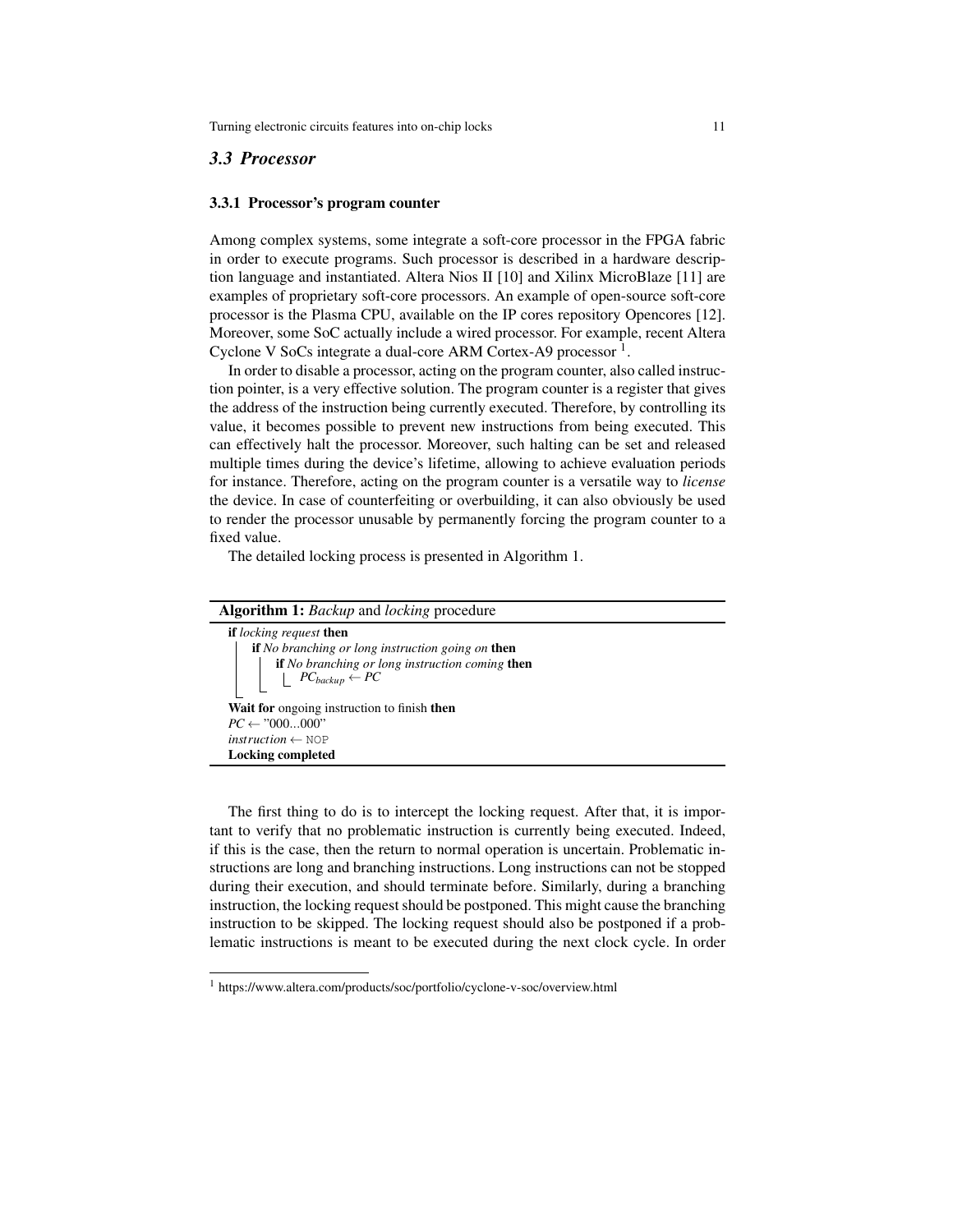## 3.3 Processor

### 3.3.1 Processor's program counter

Among complex systems, some integrate a soft-core processor in the FPGA fabric in order to execute programs. Such processor is described in a hardware description language and instantiated. Altera Nios II [10] and Xilinx MicroBlaze [11] are examples of proprietary soft-core processors. An example of open-source soft-core processor is the Plasma CPU, available on the IP cores repository Opencores [12]. Moreover, some SoC actually include a wired processor. For example, recent Altera Cyclone V SoCs integrate a dual-core ARM Cortex-A9 processor [1].

In order to disable a processor, acting on the program counter, also called instruction pointer, is a very effective solution. The program counter is a register that gives the address of the instruction being currently executed. Therefore, by controlling its value, it becomes possible to prevent new instructions from being executed. This can effectively halt the processor. Moreover, such halting can be set and released multiple times during the device's lifetime, allowing to achieve evaluation periods for instance. Therefore, acting on the program counter is a versatile way to *license* the device. In case of counterfeiting or overbuilding, it can also obviously be used to render the processor unusable by permanently forcing the program counter to a fixed value.

The detailed locking process is presented in Algorithm 1.

**Algorithm 1:** *Backup* and *locking* procedure

```
if locking request then
    if No branching or long instruction going on then
        if No branching or long instruction coming then
            PC_backup ← PC
Wait for ongoing instruction to finish then
PC ← "000...000"
instruction ← NOP
Locking completed
```

The first thing to do is to intercept the locking request. After that, it is important to verify that no problematic instruction is currently being executed. Indeed, if this is the case, then the return to normal operation is uncertain. Problematic instructions are long and branching instructions. Long instructions can not be stopped during their execution, and should terminate before. Similarly, during a branching instruction, the locking request should be postponed. This might cause the branching instruction to be skipped. The locking request should also be postponed if a problematic instructions is meant to be executed during the next clock cycle. In order

[1] https://www.altera.com/products/soc/portfolio/cyclone-v-soc/overview.html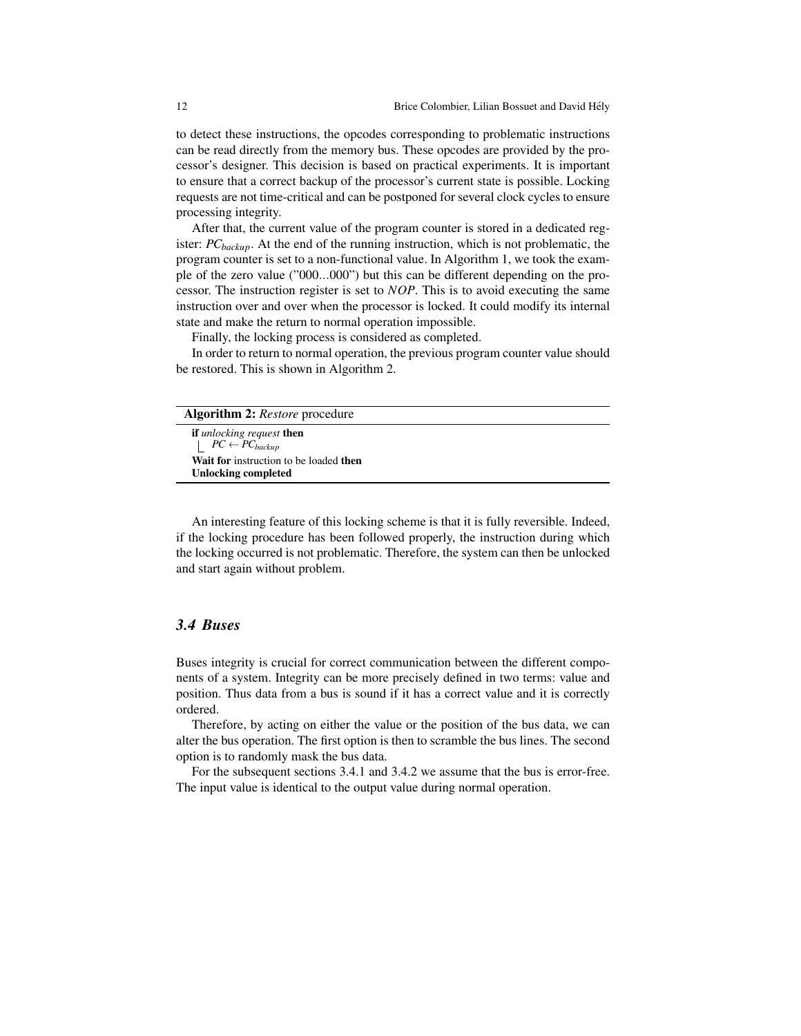to detect these instructions, the opcodes corresponding to problematic instructions can be read directly from the memory bus. These opcodes are provided by the processor's designer. This decision is based on practical experiments. It is important to ensure that a correct backup of the processor's current state is possible. Locking requests are not time-critical and can be postponed for several clock cycles to ensure processing integrity.

After that, the current value of the program counter is stored in a dedicated register: $PC_{backup}$. At the end of the running instruction, which is not problematic, the program counter is set to a non-functional value. In Algorithm 1, we took the example of the zero value ("000...000") but this can be different depending on the processor. The instruction register is set to *NOP*. This is to avoid executing the same instruction over and over when the processor is locked. It could modify its internal state and make the return to normal operation impossible.

Finally, the locking process is considered as completed.

In order to return to normal operation, the previous program counter value should be restored. This is shown in Algorithm 2.

**Algorithm 2:** *Restore* procedure

```
if unlocking request then
    PC ← PC_backup
Wait for instruction to be loaded then
Unlocking completed
```

An interesting feature of this locking scheme is that it is fully reversible. Indeed, if the locking procedure has been followed properly, the instruction during which the locking occurred is not problematic. Therefore, the system can then be unlocked and start again without problem.

### 3.4 Buses

Buses integrity is crucial for correct communication between the different components of a system. Integrity can be more precisely defined in two terms: value and position. Thus data from a bus is sound if it has a correct value and it is correctly ordered.

Therefore, by acting on either the value or the position of the bus data, we can alter the bus operation. The first option is then to scramble the bus lines. The second option is to randomly mask the bus data.

For the subsequent sections 3.4.1 and 3.4.2 we assume that the bus is error-free. The input value is identical to the output value during normal operation.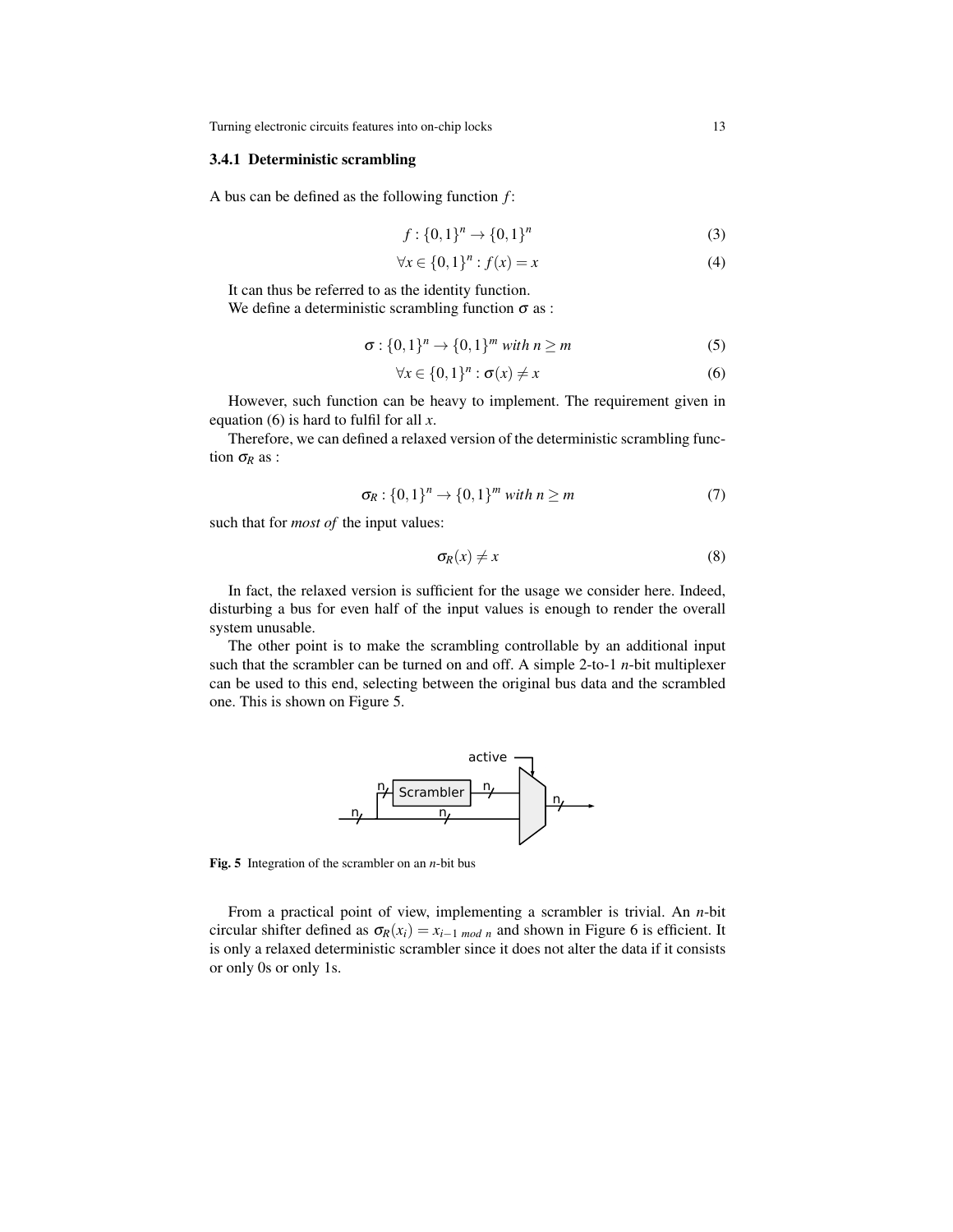### 3.4.1 Deterministic scrambling

A bus can be defined as the following function $f$:

$$f : \{0,1\}^n \rightarrow \{0,1\}^n \tag{3}$$

$$\forall x \in \{0,1\}^n : f(x) = x \tag{4}$$

It can thus be referred to as the identity function.
We define a deterministic scrambling function $\sigma$ as :

$$\sigma : \{0,1\}^n \rightarrow \{0,1\}^m \textit{ with } n \geq m \tag{5}$$

$$\forall x \in \{0,1\}^n : \sigma(x) \neq x \tag{6}$$

However, such function can be heavy to implement. The requirement given in equation (6) is hard to fulfil for all $x$.

Therefore, we can defined a relaxed version of the deterministic scrambling function $\sigma_R$ as :

$$\sigma_R : \{0,1\}^n \rightarrow \{0,1\}^m \textit{ with } n \geq m \tag{7}$$

such that for *most of* the input values:

$$\sigma_R(x) \neq x \tag{8}$$

In fact, the relaxed version is sufficient for the usage we consider here. Indeed, disturbing a bus for even half of the input values is enough to render the overall system unusable.

The other point is to make the scrambling controllable by an additional input such that the scrambler can be turned on and off. A simple 2-to-1 $n$-bit multiplexer can be used to this end, selecting between the original bus data and the scrambled one. This is shown on Figure 5.

**Fig. 5** Integration of the scrambler on an $n$-bit bus

From a practical point of view, implementing a scrambler is trivial. An $n$-bit circular shifter defined as $\sigma_R(x_i) = x_{i-1 \textit{ mod } n}$ and shown in Figure 6 is efficient. It is only a relaxed deterministic scrambler since it does not alter the data if it consists or only 0s or only 1s.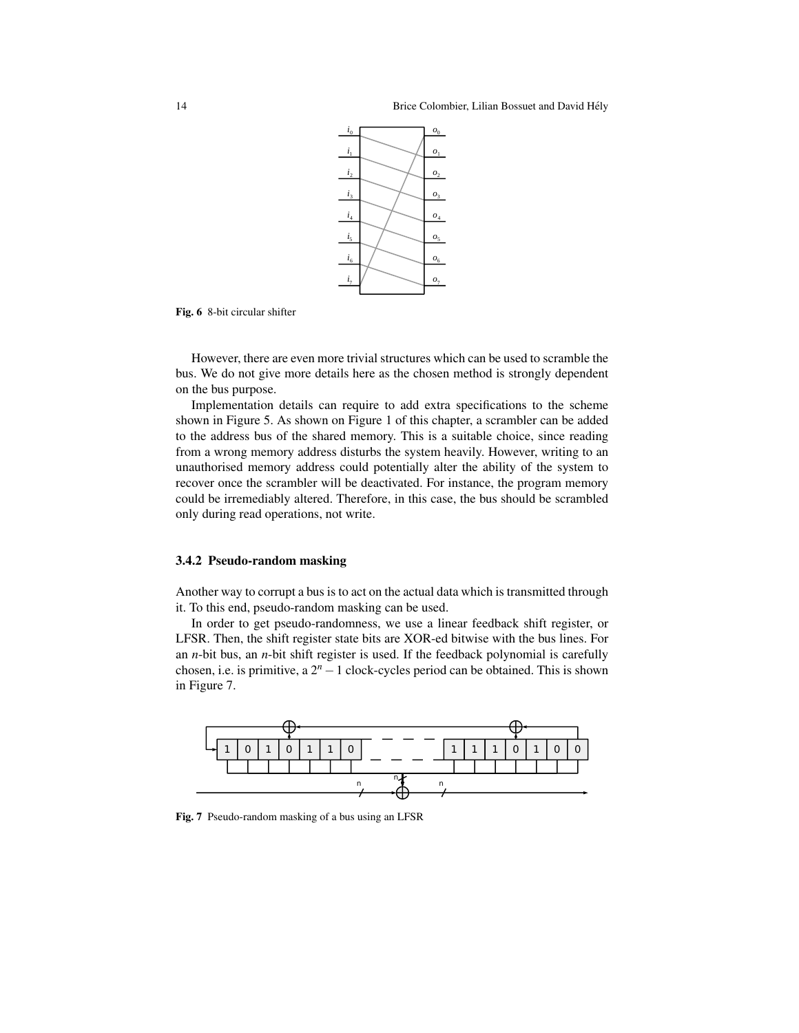Fig. 6 8-bit circular shifter

However, there are even more trivial structures which can be used to scramble the bus. We do not give more details here as the chosen method is strongly dependent on the bus purpose.

Implementation details can require to add extra specifications to the scheme shown in Figure 5. As shown on Figure 1 of this chapter, a scrambler can be added to the address bus of the shared memory. This is a suitable choice, since reading from a wrong memory address disturbs the system heavily. However, writing to an unauthorised memory address could potentially alter the ability of the system to recover once the scrambler will be deactivated. For instance, the program memory could be irremediably altered. Therefore, in this case, the bus should be scrambled only during read operations, not write.

### 3.4.2 Pseudo-random masking

Another way to corrupt a bus is to act on the actual data which is transmitted through it. To this end, pseudo-random masking can be used.

In order to get pseudo-randomness, we use a linear feedback shift register, or LFSR. Then, the shift register state bits are XOR-ed bitwise with the bus lines. For an *n*-bit bus, an *n*-bit shift register is used. If the feedback polynomial is carefully chosen, i.e. is primitive, a $2^n - 1$ clock-cycles period can be obtained. This is shown in Figure 7.

Fig. 7 Pseudo-random masking of a bus using an LFSR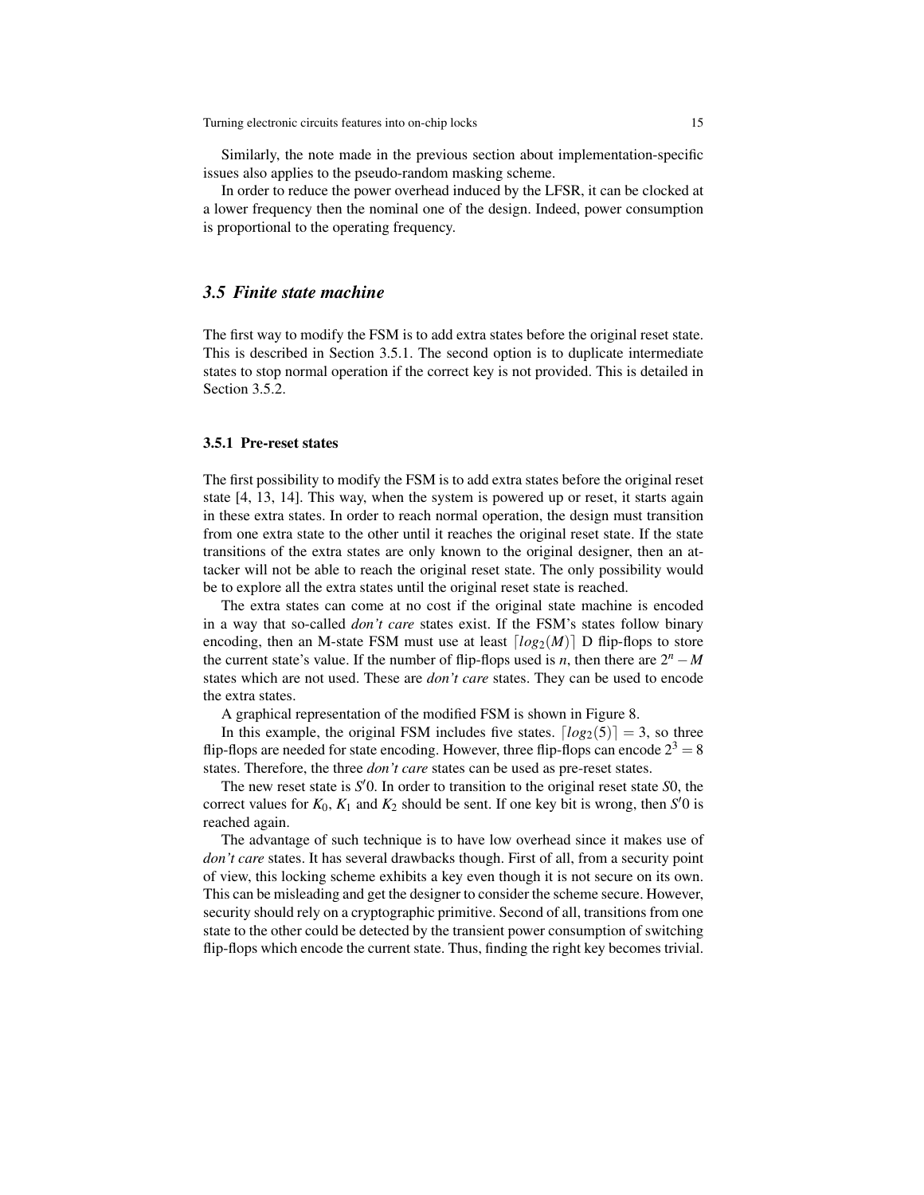Similarly, the note made in the previous section about implementation-specific issues also applies to the pseudo-random masking scheme.

In order to reduce the power overhead induced by the LFSR, it can be clocked at a lower frequency then the nominal one of the design. Indeed, power consumption is proportional to the operating frequency.

## *3.5 Finite state machine*

The first way to modify the FSM is to add extra states before the original reset state. This is described in Section 3.5.1. The second option is to duplicate intermediate states to stop normal operation if the correct key is not provided. This is detailed in Section 3.5.2.

### 3.5.1 Pre-reset states

The first possibility to modify the FSM is to add extra states before the original reset state [4, 13, 14]. This way, when the system is powered up or reset, it starts again in these extra states. In order to reach normal operation, the design must transition from one extra state to the other until it reaches the original reset state. If the state transitions of the extra states are only known to the original designer, then an attacker will not be able to reach the original reset state. The only possibility would be to explore all the extra states until the original reset state is reached.

The extra states can come at no cost if the original state machine is encoded in a way that so-called *don't care* states exist. If the FSM's states follow binary encoding, then an M-state FSM must use at least $\lceil log_2(M) \rceil$ D flip-flops to store the current state's value. If the number of flip-flops used is $n$, then there are $2^n - M$ states which are not used. These are *don't care* states. They can be used to encode the extra states.

A graphical representation of the modified FSM is shown in Figure 8.

In this example, the original FSM includes five states. $\lceil log_2(5) \rceil = 3$, so three flip-flops are needed for state encoding. However, three flip-flops can encode $2^3 = 8$ states. Therefore, the three *don't care* states can be used as pre-reset states.

The new reset state is $S'0$. In order to transition to the original reset state $S0$, the correct values for $K_0$, $K_1$ and $K_2$ should be sent. If one key bit is wrong, then $S'0$ is reached again.

The advantage of such technique is to have low overhead since it makes use of *don't care* states. It has several drawbacks though. First of all, from a security point of view, this locking scheme exhibits a key even though it is not secure on its own. This can be misleading and get the designer to consider the scheme secure. However, security should rely on a cryptographic primitive. Second of all, transitions from one state to the other could be detected by the transient power consumption of switching flip-flops which encode the current state. Thus, finding the right key becomes trivial.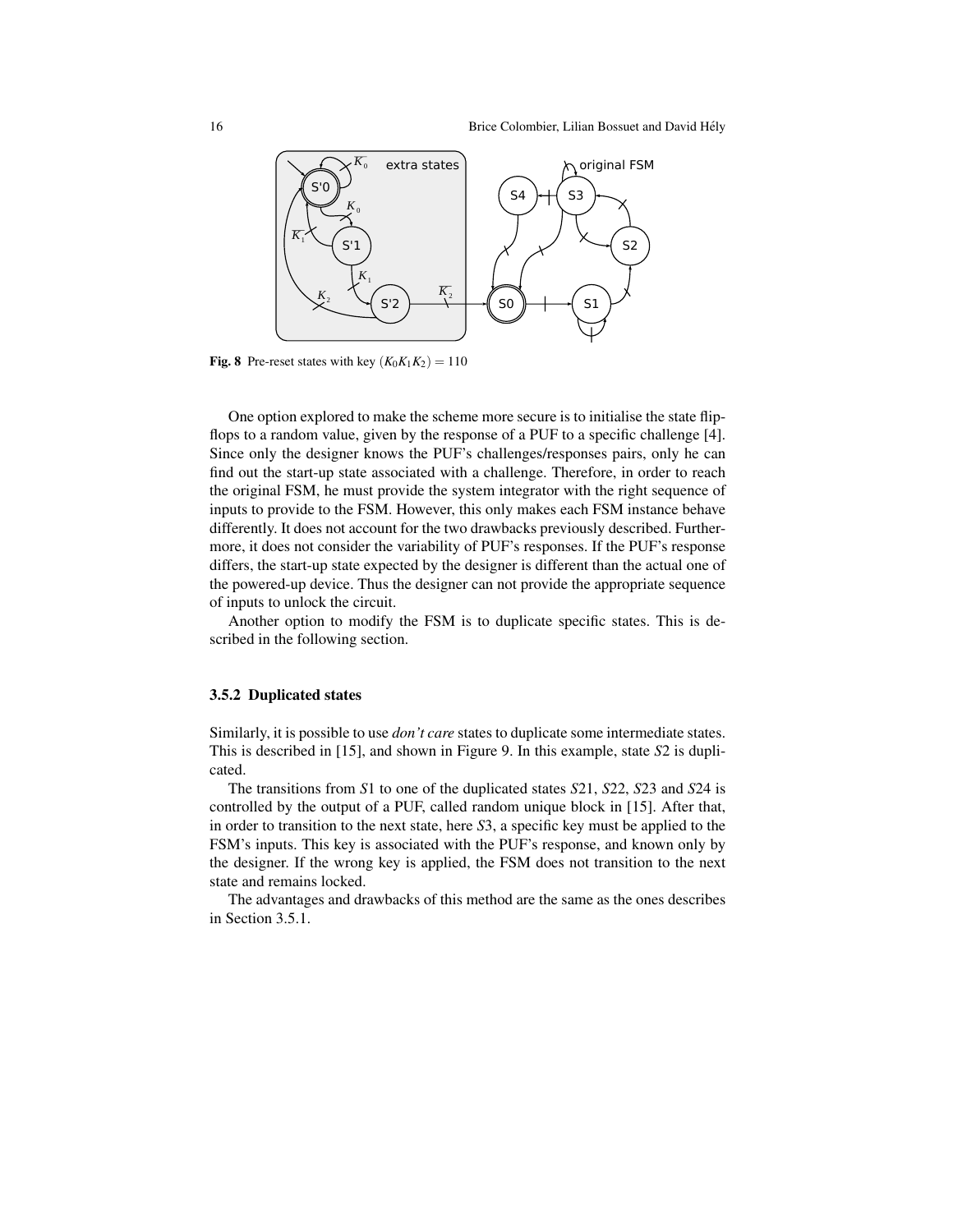Fig. 8 Pre-reset states with key $(K_0K_1K_2) = 110$

One option explored to make the scheme more secure is to initialise the state flip-flops to a random value, given by the response of a PUF to a specific challenge [4]. Since only the designer knows the PUF's challenges/responses pairs, only he can find out the start-up state associated with a challenge. Therefore, in order to reach the original FSM, he must provide the system integrator with the right sequence of inputs to provide to the FSM. However, this only makes each FSM instance behave differently. It does not account for the two drawbacks previously described. Furthermore, it does not consider the variability of PUF's responses. If the PUF's response differs, the start-up state expected by the designer is different than the actual one of the powered-up device. Thus the designer can not provide the appropriate sequence of inputs to unlock the circuit.

Another option to modify the FSM is to duplicate specific states. This is described in the following section.

### 3.5.2 Duplicated states

Similarly, it is possible to use *don't care* states to duplicate some intermediate states. This is described in [15], and shown in Figure 9. In this example, state $S2$ is duplicated.

The transitions from $S1$ to one of the duplicated states $S21$, $S22$, $S23$ and $S24$ is controlled by the output of a PUF, called random unique block in [15]. After that, in order to transition to the next state, here $S3$, a specific key must be applied to the FSM's inputs. This key is associated with the PUF's response, and known only by the designer. If the wrong key is applied, the FSM does not transition to the next state and remains locked.

The advantages and drawbacks of this method are the same as the ones describes in Section 3.5.1.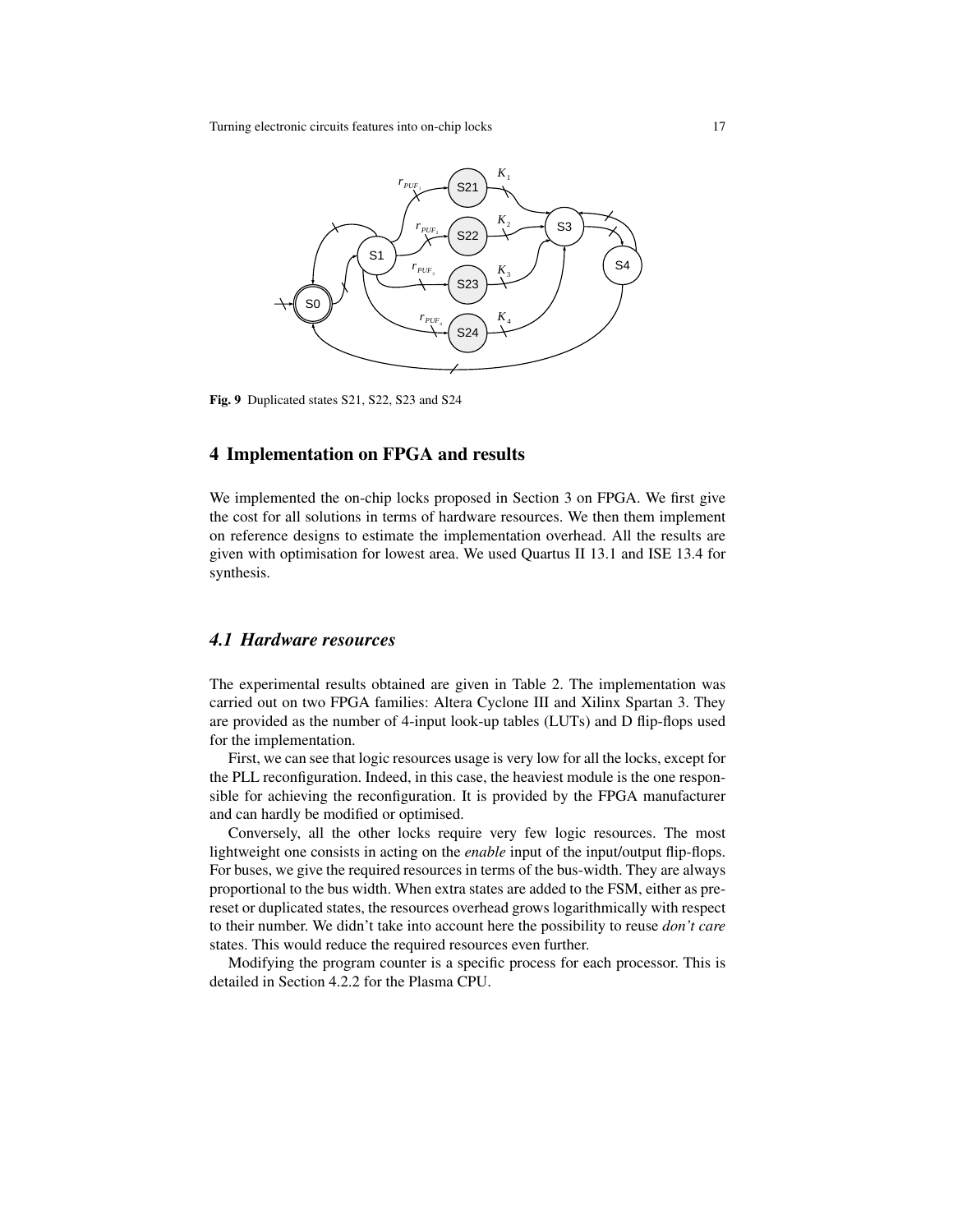Fig. 9 Duplicated states S21, S22, S23 and S24

## 4 Implementation on FPGA and results

We implemented the on-chip locks proposed in Section 3 on FPGA. We first give the cost for all solutions in terms of hardware resources. We then them implement on reference designs to estimate the implementation overhead. All the results are given with optimisation for lowest area. We used Quartus II 13.1 and ISE 13.4 for synthesis.

### 4.1 Hardware resources

The experimental results obtained are given in Table 2. The implementation was carried out on two FPGA families: Altera Cyclone III and Xilinx Spartan 3. They are provided as the number of 4-input look-up tables (LUTs) and D flip-flops used for the implementation.

First, we can see that logic resources usage is very low for all the locks, except for the PLL reconfiguration. Indeed, in this case, the heaviest module is the one responsible for achieving the reconfiguration. It is provided by the FPGA manufacturer and can hardly be modified or optimised.

Conversely, all the other locks require very few logic resources. The most lightweight one consists in acting on the *enable* input of the input/output flip-flops. For buses, we give the required resources in terms of the bus-width. They are always proportional to the bus width. When extra states are added to the FSM, either as pre-reset or duplicated states, the resources overhead grows logarithmically with respect to their number. We didn't take into account here the possibility to reuse *don't care* states. This would reduce the required resources even further.

Modifying the program counter is a specific process for each processor. This is detailed in Section 4.2.2 for the Plasma CPU.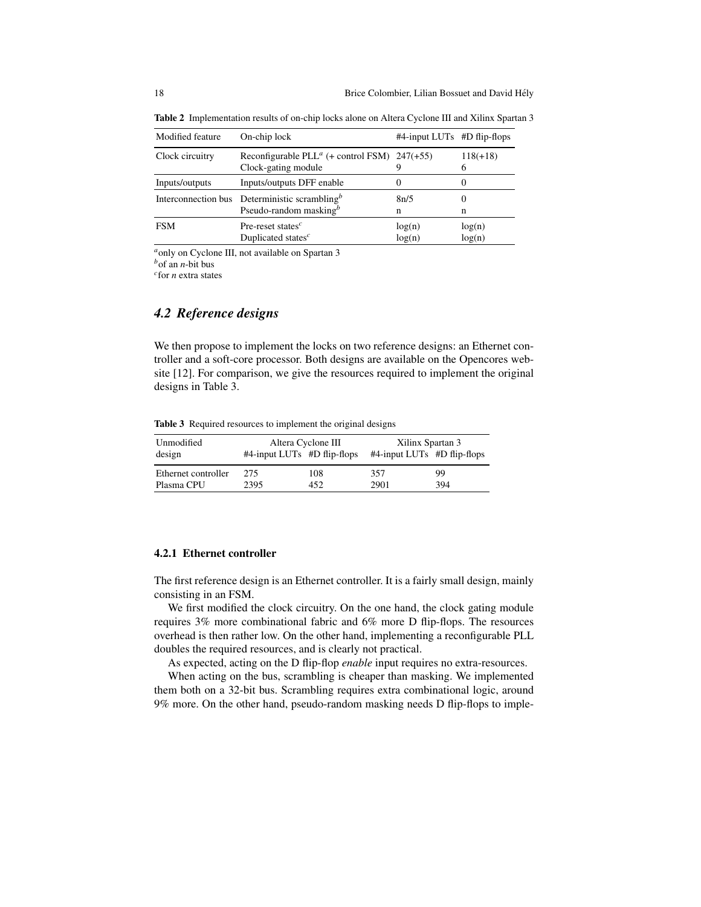**Table 2** Implementation results of on-chip locks alone on Altera Cyclone III and Xilinx Spartan 3

| Modified feature | On-chip lock | #4-input LUTs | #D flip-flops |
|---|---|---|---|
| Clock circuitry | Reconfigurable PLL[a] (+ control FSM) | 247(+55) | 118(+18) |
| | Clock-gating module | 9 | 6 |
| Inputs/outputs | Inputs/outputs DFF enable | 0 | 0 |
| Interconnection bus | Deterministic scrambling[b] | 8n/5 | 0 |
| | Pseudo-random masking[b] | n | n |
| FSM | Pre-reset states[c] | log(n) | log(n) |
| | Duplicated states[c] | log(n) | log(n) |

[a] only on Cyclone III, not available on Spartan 3
[b] of an *n*-bit bus
[c] for *n* extra states

## 4.2 Reference designs

We then propose to implement the locks on two reference designs: an Ethernet controller and a soft-core processor. Both designs are available on the Opencores website [12]. For comparison, we give the resources required to implement the original designs in Table 3.

**Table 3** Required resources to implement the original designs

| Unmodified design | Altera Cyclone III | | Xilinx Spartan 3 | |
|---|---|---|---|---|
| | #4-input LUTs | #D flip-flops | #4-input LUTs | #D flip-flops |
| Ethernet controller | 275 | 108 | 357 | 99 |
| Plasma CPU | 2395 | 452 | 2901 | 394 |

### 4.2.1 Ethernet controller

The first reference design is an Ethernet controller. It is a fairly small design, mainly consisting in an FSM.

We first modified the clock circuitry. On the one hand, the clock gating module requires 3% more combinational fabric and 6% more D flip-flops. The resources overhead is then rather low. On the other hand, implementing a reconfigurable PLL doubles the required resources, and is clearly not practical.

As expected, acting on the D flip-flop *enable* input requires no extra-resources.

When acting on the bus, scrambling is cheaper than masking. We implemented them both on a 32-bit bus. Scrambling requires extra combinational logic, around 9% more. On the other hand, pseudo-random masking needs D flip-flops to imple-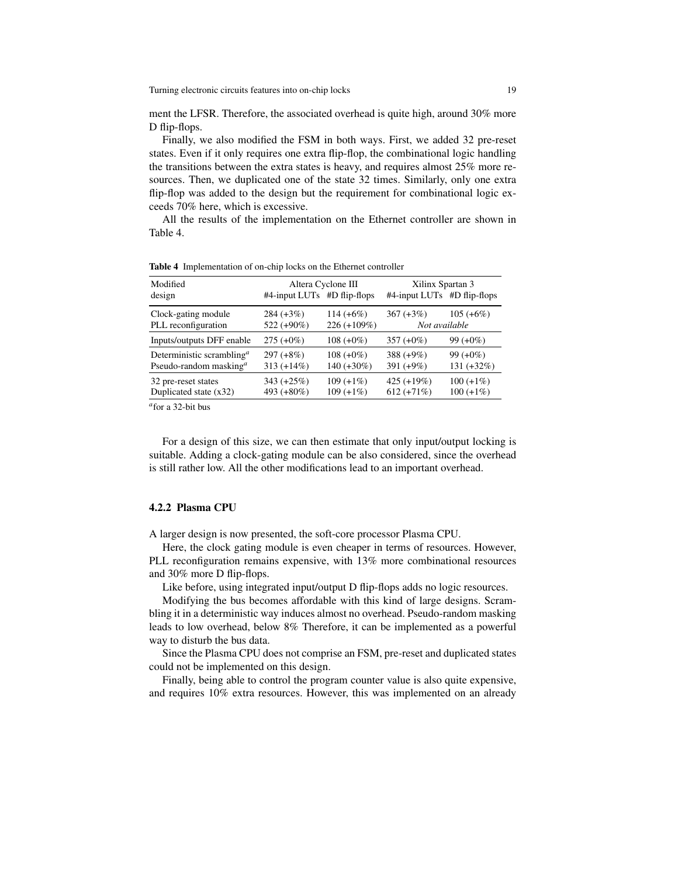ment the LFSR. Therefore, the associated overhead is quite high, around 30% more D flip-flops.

Finally, we also modified the FSM in both ways. First, we added 32 pre-reset states. Even if it only requires one extra flip-flop, the combinational logic handling the transitions between the extra states is heavy, and requires almost 25% more resources. Then, we duplicated one of the state 32 times. Similarly, only one extra flip-flop was added to the design but the requirement for combinational logic exceeds 70% here, which is excessive.

All the results of the implementation on the Ethernet controller are shown in Table 4.

**Table 4** Implementation of on-chip locks on the Ethernet controller

| Modified design | Altera Cyclone III | | Xilinx Spartan 3 | |
|---|---|---|---|---|
| | #4-input LUTs | #D flip-flops | #4-input LUTs | #D flip-flops |
| Clock-gating module | 284 (+3%) | 114 (+6%) | 367 (+3%) | 105 (+6%) |
| PLL reconfiguration | 522 (+90%) | 226 (+109%) | *Not available* | |
| Inputs/outputs DFF enable | 275 (+0%) | 108 (+0%) | 357 (+0%) | 99 (+0%) |
| Deterministic scrambling[a] | 297 (+8%) | 108 (+0%) | 388 (+9%) | 99 (+0%) |
| Pseudo-random masking[a] | 313 (+14%) | 140 (+30%) | 391 (+9%) | 131 (+32%) |
| 32 pre-reset states | 343 (+25%) | 109 (+1%) | 425 (+19%) | 100 (+1%) |
| Duplicated state (x32) | 493 (+80%) | 109 (+1%) | 612 (+71%) | 100 (+1%) |

[a] for a 32-bit bus

For a design of this size, we can then estimate that only input/output locking is suitable. Adding a clock-gating module can be also considered, since the overhead is still rather low. All the other modifications lead to an important overhead.

### 4.2.2 Plasma CPU

A larger design is now presented, the soft-core processor Plasma CPU.

Here, the clock gating module is even cheaper in terms of resources. However, PLL reconfiguration remains expensive, with 13% more combinational resources and 30% more D flip-flops.

Like before, using integrated input/output D flip-flops adds no logic resources.

Modifying the bus becomes affordable with this kind of large designs. Scrambling it in a deterministic way induces almost no overhead. Pseudo-random masking leads to low overhead, below 8% Therefore, it can be implemented as a powerful way to disturb the bus data.

Since the Plasma CPU does not comprise an FSM, pre-reset and duplicated states could not be implemented on this design.

Finally, being able to control the program counter value is also quite expensive, and requires 10% extra resources. However, this was implemented on an already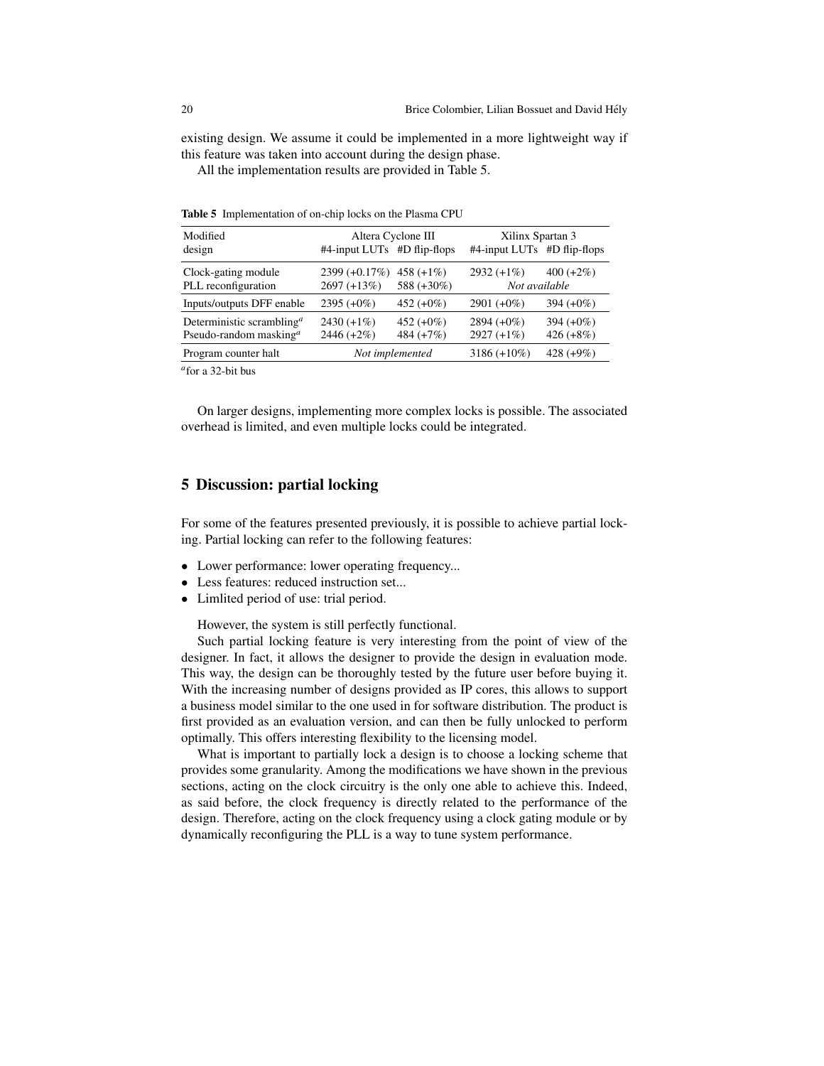existing design. We assume it could be implemented in a more lightweight way if this feature was taken into account during the design phase.

All the implementation results are provided in Table 5.

**Table 5** Implementation of on-chip locks on the Plasma CPU

| Modified design | Altera Cyclone III #4-input LUTs | Altera Cyclone III #D flip-flops | Xilinx Spartan 3 #4-input LUTs | Xilinx Spartan 3 #D flip-flops |
|---|---|---|---|---|
| Clock-gating module | 2399 (+0.17%) | 458 (+1%) | 2932 (+1%) | 400 (+2%) |
| PLL reconfiguration | 2697 (+13%) | 588 (+30%) | *Not available* | |
| Inputs/outputs DFF enable | 2395 (+0%) | 452 (+0%) | 2901 (+0%) | 394 (+0%) |
| Deterministic scrambling[a] | 2430 (+1%) | 452 (+0%) | 2894 (+0%) | 394 (+0%) |
| Pseudo-random masking[a] | 2446 (+2%) | 484 (+7%) | 2927 (+1%) | 426 (+8%) |
| Program counter halt | *Not implemented* | | 3186 (+10%) | 428 (+9%) |

[a]for a 32-bit bus

On larger designs, implementing more complex locks is possible. The associated overhead is limited, and even multiple locks could be integrated.

## 5 Discussion: partial locking

For some of the features presented previously, it is possible to achieve partial locking. Partial locking can refer to the following features:

- Lower performance: lower operating frequency...
- Less features: reduced instruction set...
- Limlited period of use: trial period.

However, the system is still perfectly functional.

Such partial locking feature is very interesting from the point of view of the designer. In fact, it allows the designer to provide the design in evaluation mode. This way, the design can be thoroughly tested by the future user before buying it. With the increasing number of designs provided as IP cores, this allows to support a business model similar to the one used in for software distribution. The product is first provided as an evaluation version, and can then be fully unlocked to perform optimally. This offers interesting flexibility to the licensing model.

What is important to partially lock a design is to choose a locking scheme that provides some granularity. Among the modifications we have shown in the previous sections, acting on the clock circuitry is the only one able to achieve this. Indeed, as said before, the clock frequency is directly related to the performance of the design. Therefore, acting on the clock frequency using a clock gating module or by dynamically reconfiguring the PLL is a way to tune system performance.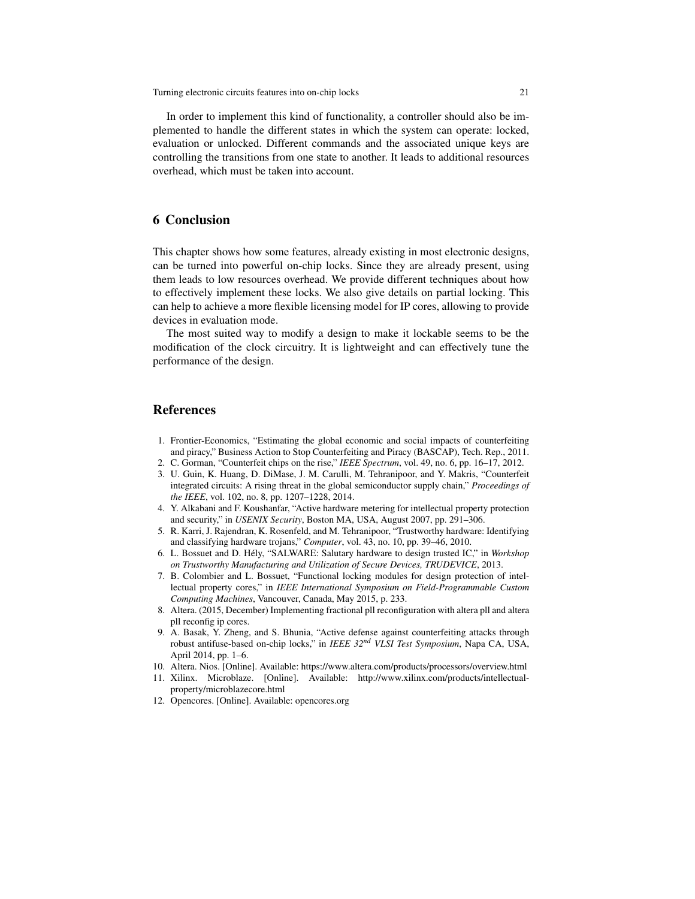In order to implement this kind of functionality, a controller should also be implemented to handle the different states in which the system can operate: locked, evaluation or unlocked. Different commands and the associated unique keys are controlling the transitions from one state to another. It leads to additional resources overhead, which must be taken into account.

## 6 Conclusion

This chapter shows how some features, already existing in most electronic designs, can be turned into powerful on-chip locks. Since they are already present, using them leads to low resources overhead. We provide different techniques about how to effectively implement these locks. We also give details on partial locking. This can help to achieve a more flexible licensing model for IP cores, allowing to provide devices in evaluation mode.

The most suited way to modify a design to make it lockable seems to be the modification of the clock circuitry. It is lightweight and can effectively tune the performance of the design.

## References

1. Frontier-Economics, "Estimating the global economic and social impacts of counterfeiting and piracy," Business Action to Stop Counterfeiting and Piracy (BASCAP), Tech. Rep., 2011.
2. C. Gorman, "Counterfeit chips on the rise," *IEEE Spectrum*, vol. 49, no. 6, pp. 16–17, 2012.
3. U. Guin, K. Huang, D. DiMase, J. M. Carulli, M. Tehranipoor, and Y. Makris, "Counterfeit integrated circuits: A rising threat in the global semiconductor supply chain," *Proceedings of the IEEE*, vol. 102, no. 8, pp. 1207–1228, 2014.
4. Y. Alkabani and F. Koushanfar, "Active hardware metering for intellectual property protection and security," in *USENIX Security*, Boston MA, USA, August 2007, pp. 291–306.
5. R. Karri, J. Rajendran, K. Rosenfeld, and M. Tehranipoor, "Trustworthy hardware: Identifying and classifying hardware trojans," *Computer*, vol. 43, no. 10, pp. 39–46, 2010.
6. L. Bossuet and D. Hély, "SALWARE: Salutary hardware to design trusted IC," in *Workshop on Trustworthy Manufacturing and Utilization of Secure Devices, TRUDEVICE*, 2013.
7. B. Colombier and L. Bossuet, "Functional locking modules for design protection of intellectual property cores," in *IEEE International Symposium on Field-Programmable Custom Computing Machines*, Vancouver, Canada, May 2015, p. 233.
8. Altera. (2015, December) Implementing fractional pll reconfiguration with altera pll and altera pll reconfig ip cores.
9. A. Basak, Y. Zheng, and S. Bhunia, "Active defense against counterfeiting attacks through robust antifuse-based on-chip locks," in *IEEE 32nd VLSI Test Symposium*, Napa CA, USA, April 2014, pp. 1–6.
10. Altera. Nios. [Online]. Available: https://www.altera.com/products/processors/overview.html
11. Xilinx. Microblaze. [Online]. Available: http://www.xilinx.com/products/intellectual-property/microblazecore.html
12. Opencores. [Online]. Available: opencores.org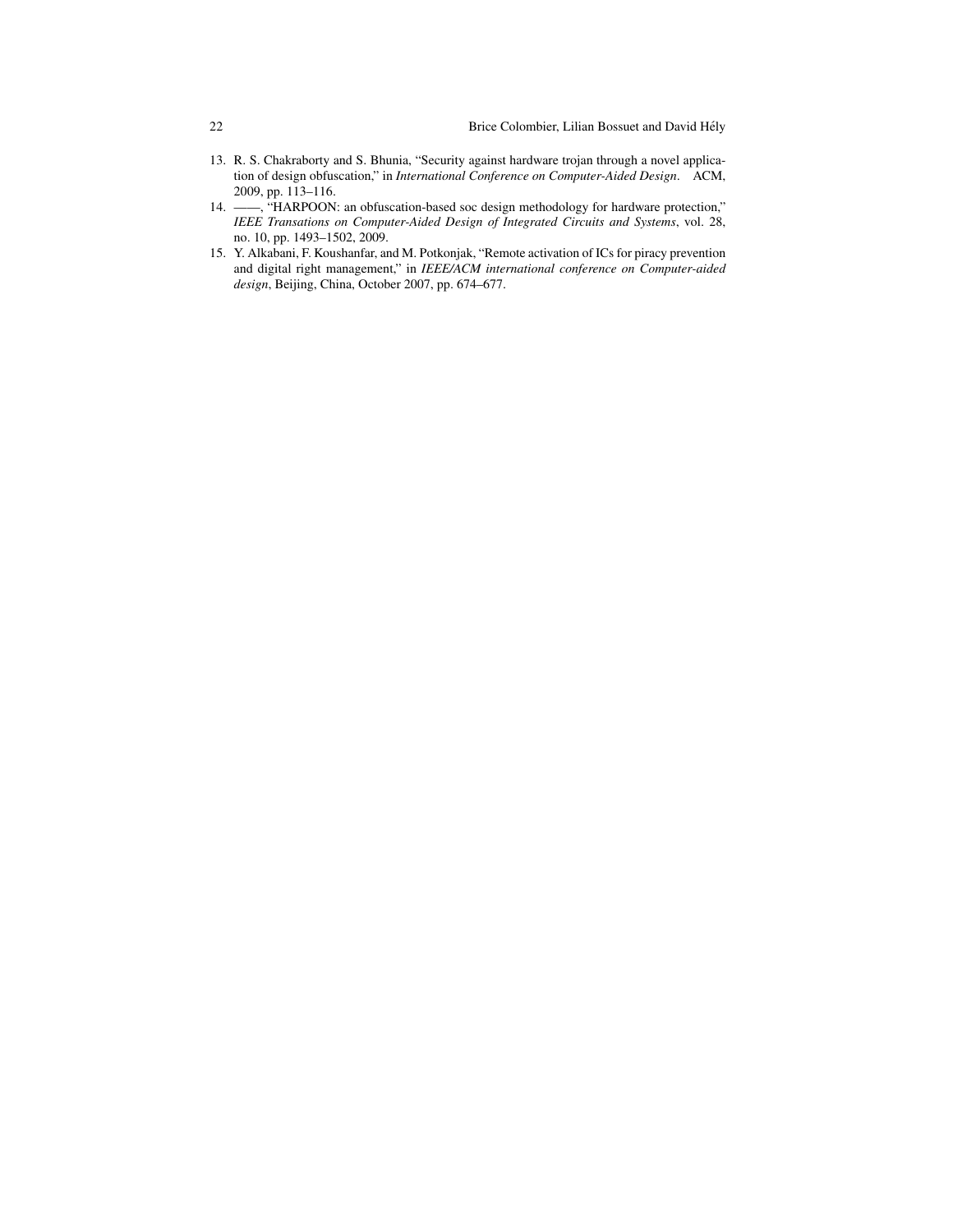13. R. S. Chakraborty and S. Bhunia, "Security against hardware trojan through a novel application of design obfuscation," in *International Conference on Computer-Aided Design*. ACM, 2009, pp. 113–116.
14. ——, "HARPOON: an obfuscation-based soc design methodology for hardware protection," *IEEE Transations on Computer-Aided Design of Integrated Circuits and Systems*, vol. 28, no. 10, pp. 1493–1502, 2009.
15. Y. Alkabani, F. Koushanfar, and M. Potkonjak, "Remote activation of ICs for piracy prevention and digital right management," in *IEEE/ACM international conference on Computer-aided design*, Beijing, China, October 2007, pp. 674–677.